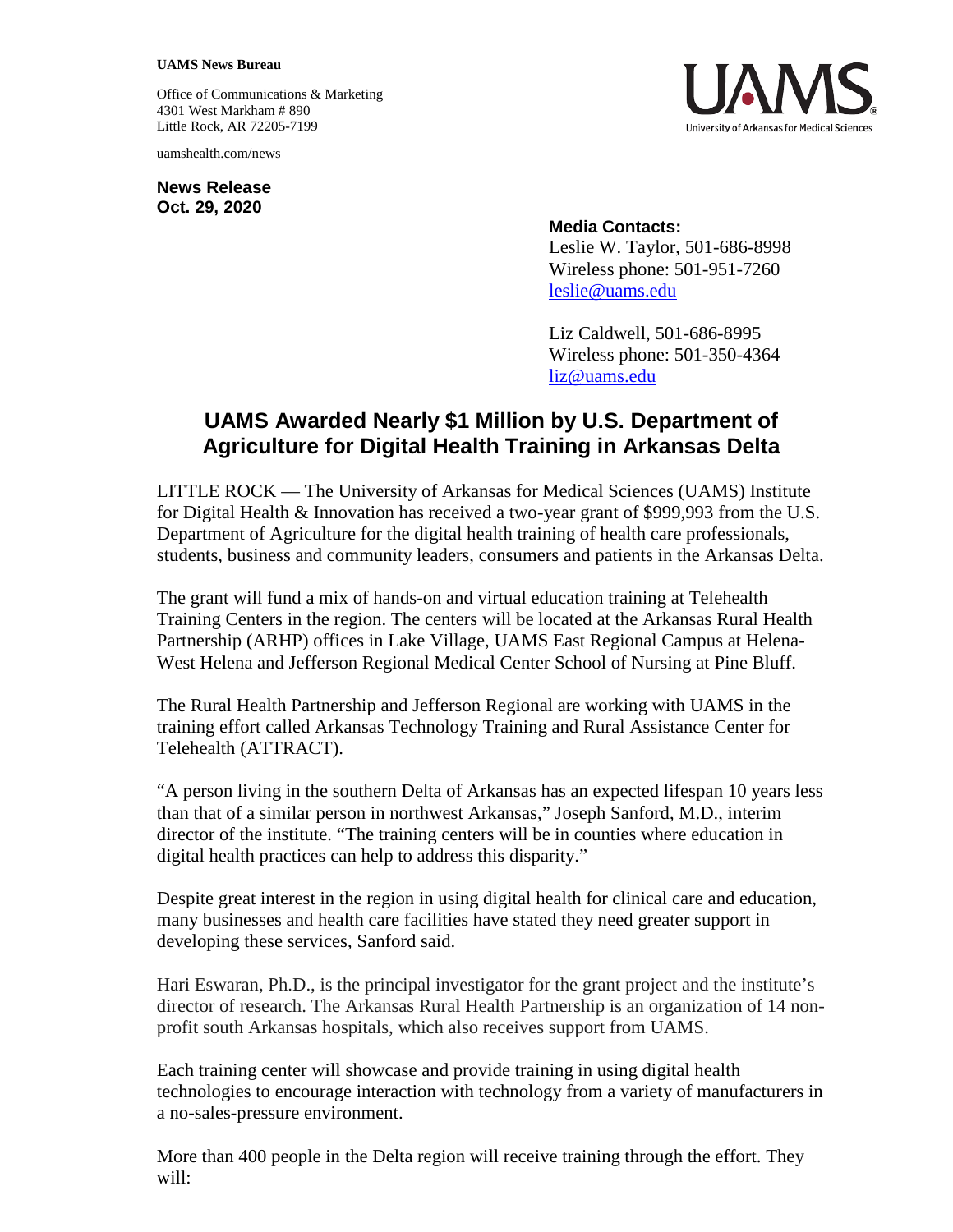**UAMS News Bureau**

Office of Communications & Marketing
4301 West Markham # 890
Little Rock, AR 72205-7199

uamshealth.com/news

**News Release**
**Oct. 29, 2020**

**Media Contacts:**
Leslie W. Taylor, 501-686-8998
Wireless phone: 501-951-7260
leslie@uams.edu

Liz Caldwell, 501-686-8995
Wireless phone: 501-350-4364
liz@uams.edu

# UAMS Awarded Nearly $1 Million by U.S. Department of Agriculture for Digital Health Training in Arkansas Delta

LITTLE ROCK — The University of Arkansas for Medical Sciences (UAMS) Institute for Digital Health & Innovation has received a two-year grant of $999,993 from the U.S. Department of Agriculture for the digital health training of health care professionals, students, business and community leaders, consumers and patients in the Arkansas Delta.

The grant will fund a mix of hands-on and virtual education training at Telehealth Training Centers in the region. The centers will be located at the Arkansas Rural Health Partnership (ARHP) offices in Lake Village, UAMS East Regional Campus at Helena-West Helena and Jefferson Regional Medical Center School of Nursing at Pine Bluff.

The Rural Health Partnership and Jefferson Regional are working with UAMS in the training effort called Arkansas Technology Training and Rural Assistance Center for Telehealth (ATTRACT).

"A person living in the southern Delta of Arkansas has an expected lifespan 10 years less than that of a similar person in northwest Arkansas," Joseph Sanford, M.D., interim director of the institute. "The training centers will be in counties where education in digital health practices can help to address this disparity."

Despite great interest in the region in using digital health for clinical care and education, many businesses and health care facilities have stated they need greater support in developing these services, Sanford said.

Hari Eswaran, Ph.D., is the principal investigator for the grant project and the institute's director of research. The Arkansas Rural Health Partnership is an organization of 14 non-profit south Arkansas hospitals, which also receives support from UAMS.

Each training center will showcase and provide training in using digital health technologies to encourage interaction with technology from a variety of manufacturers in a no-sales-pressure environment.

More than 400 people in the Delta region will receive training through the effort. They will: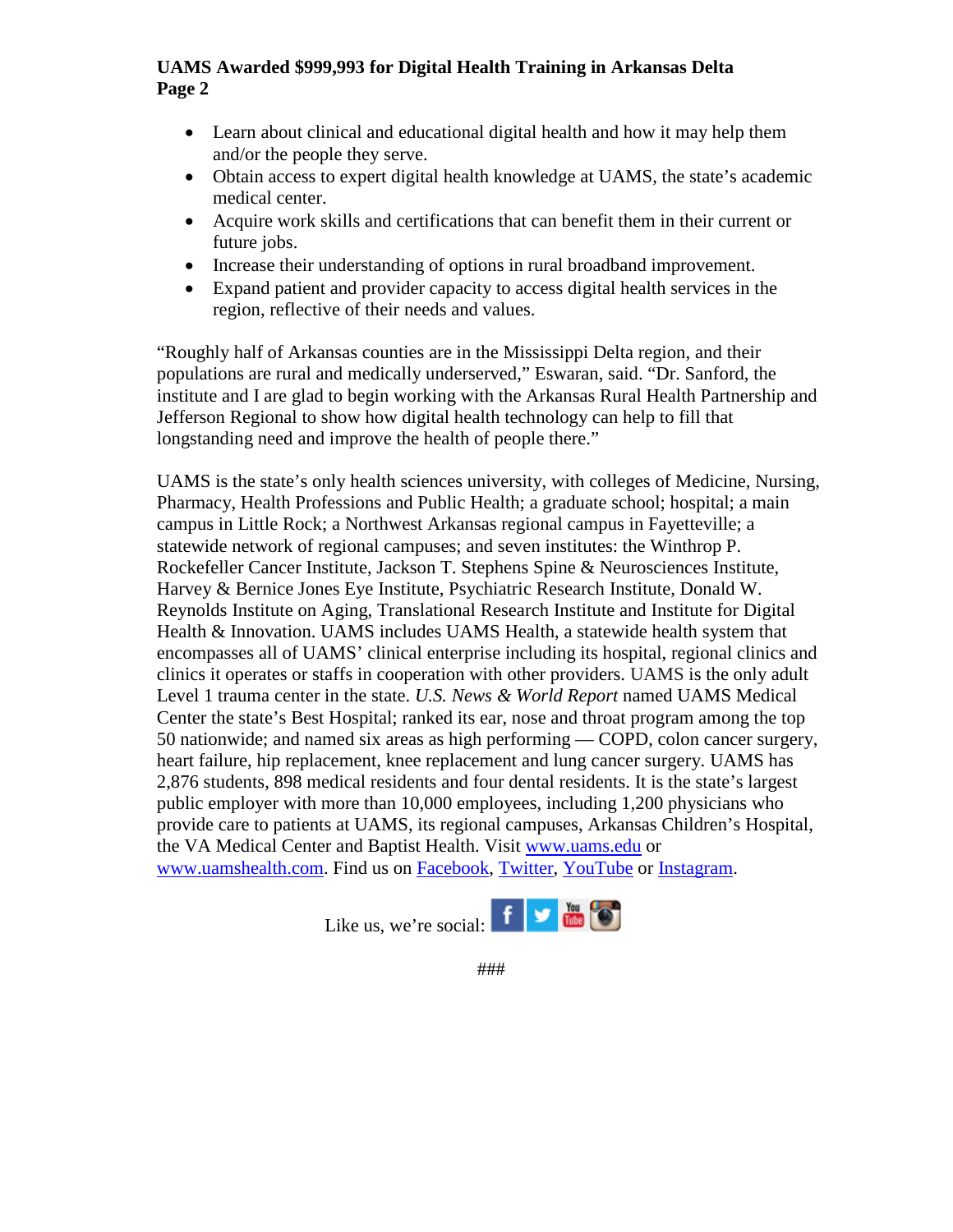- Learn about clinical and educational digital health and how it may help them and/or the people they serve.
- Obtain access to expert digital health knowledge at UAMS, the state's academic medical center.
- Acquire work skills and certifications that can benefit them in their current or future jobs.
- Increase their understanding of options in rural broadband improvement.
- Expand patient and provider capacity to access digital health services in the region, reflective of their needs and values.

"Roughly half of Arkansas counties are in the Mississippi Delta region, and their populations are rural and medically underserved," Eswaran, said. "Dr. Sanford, the institute and I are glad to begin working with the Arkansas Rural Health Partnership and Jefferson Regional to show how digital health technology can help to fill that longstanding need and improve the health of people there."

UAMS is the state's only health sciences university, with colleges of Medicine, Nursing, Pharmacy, Health Professions and Public Health; a graduate school; hospital; a main campus in Little Rock; a Northwest Arkansas regional campus in Fayetteville; a statewide network of regional campuses; and seven institutes: the Winthrop P. Rockefeller Cancer Institute, Jackson T. Stephens Spine & Neurosciences Institute, Harvey & Bernice Jones Eye Institute, Psychiatric Research Institute, Donald W. Reynolds Institute on Aging, Translational Research Institute and Institute for Digital Health & Innovation. UAMS includes UAMS Health, a statewide health system that encompasses all of UAMS' clinical enterprise including its hospital, regional clinics and clinics it operates or staffs in cooperation with other providers. UAMS is the only adult Level 1 trauma center in the state. *U.S. News & World Report* named UAMS Medical Center the state's Best Hospital; ranked its ear, nose and throat program among the top 50 nationwide; and named six areas as high performing — COPD, colon cancer surgery, heart failure, hip replacement, knee replacement and lung cancer surgery. UAMS has 2,876 students, 898 medical residents and four dental residents. It is the state's largest public employer with more than 10,000 employees, including 1,200 physicians who provide care to patients at UAMS, its regional campuses, Arkansas Children's Hospital, the VA Medical Center and Baptist Health. Visit [www.uams.edu](http://www.uams.edu) or [www.uamshealth.com](http://www.uamshealth.com). Find us on Facebook, Twitter, YouTube or Instagram.

Like us, we're social:

###